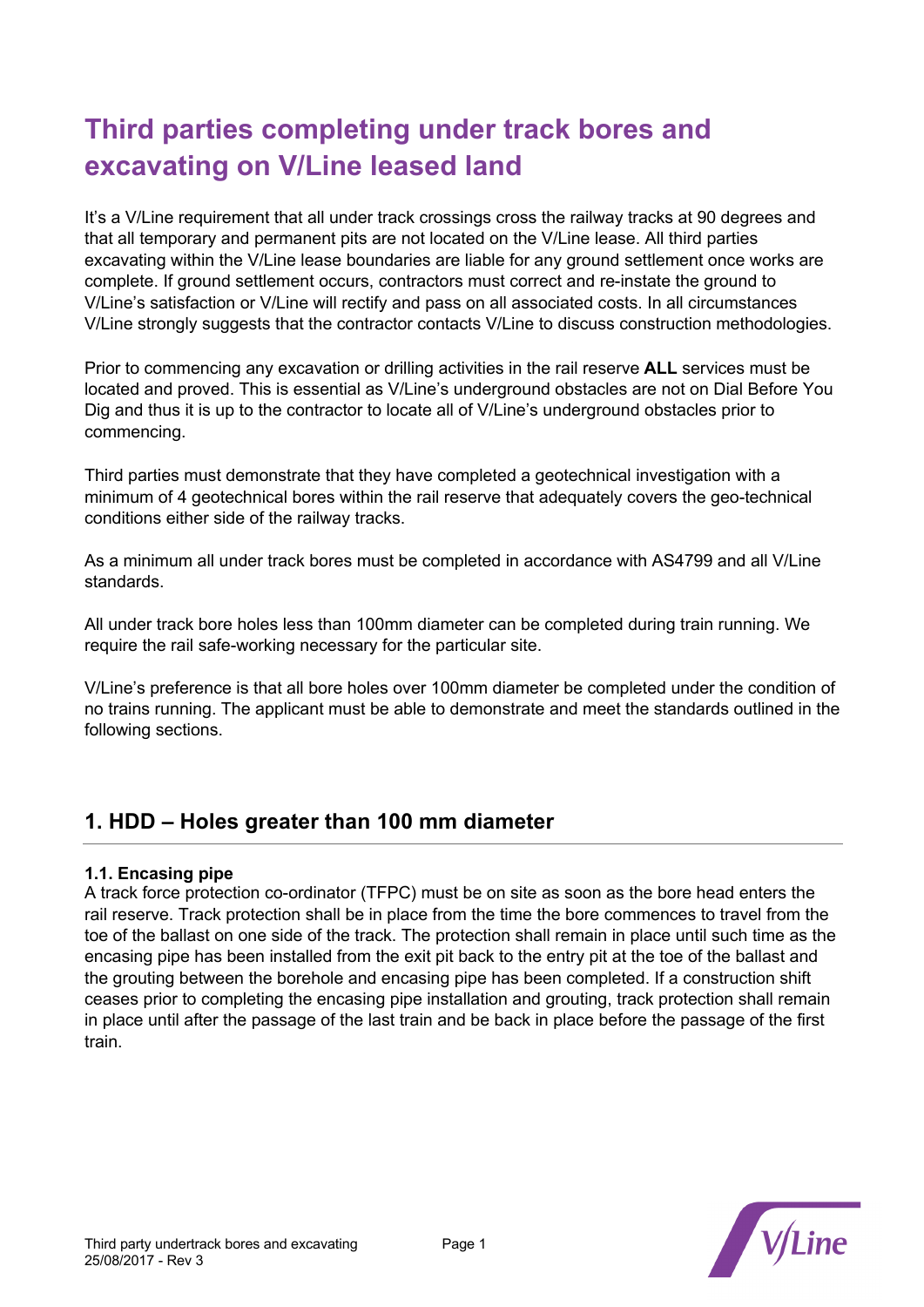# Third parties completing under track bores and excavating on V/Line leased land

It's a V/Line requirement that all under track crossings cross the railway tracks at 90 degrees and that all temporary and permanent pits are not located on the V/Line lease. All third parties excavating within the V/Line lease boundaries are liable for any ground settlement once works are complete. If ground settlement occurs, contractors must correct and re-instate the ground to V/Line's satisfaction or V/Line will rectify and pass on all associated costs. In all circumstances V/Line strongly suggests that the contractor contacts V/Line to discuss construction methodologies.

Prior to commencing any excavation or drilling activities in the rail reserve **ALL** services must be located and proved. This is essential as V/Line's underground obstacles are not on Dial Before You Dig and thus it is up to the contractor to locate all of V/Line's underground obstacles prior to commencing.

Third parties must demonstrate that they have completed a geotechnical investigation with a minimum of 4 geotechnical bores within the rail reserve that adequately covers the geo-technical conditions either side of the railway tracks.

As a minimum all under track bores must be completed in accordance with AS4799 and all V/Line standards.

All under track bore holes less than 100mm diameter can be completed during train running. We require the rail safe-working necessary for the particular site.

V/Line's preference is that all bore holes over 100mm diameter be completed under the condition of no trains running. The applicant must be able to demonstrate and meet the standards outlined in the following sections.

## 1. HDD – Holes greater than 100 mm diameter

### 1.1. Encasing pipe

A track force protection co-ordinator (TFPC) must be on site as soon as the bore head enters the rail reserve. Track protection shall be in place from the time the bore commences to travel from the toe of the ballast on one side of the track. The protection shall remain in place until such time as the encasing pipe has been installed from the exit pit back to the entry pit at the toe of the ballast and the grouting between the borehole and encasing pipe has been completed. If a construction shift ceases prior to completing the encasing pipe installation and grouting, track protection shall remain in place until after the passage of the last train and be back in place before the passage of the first train.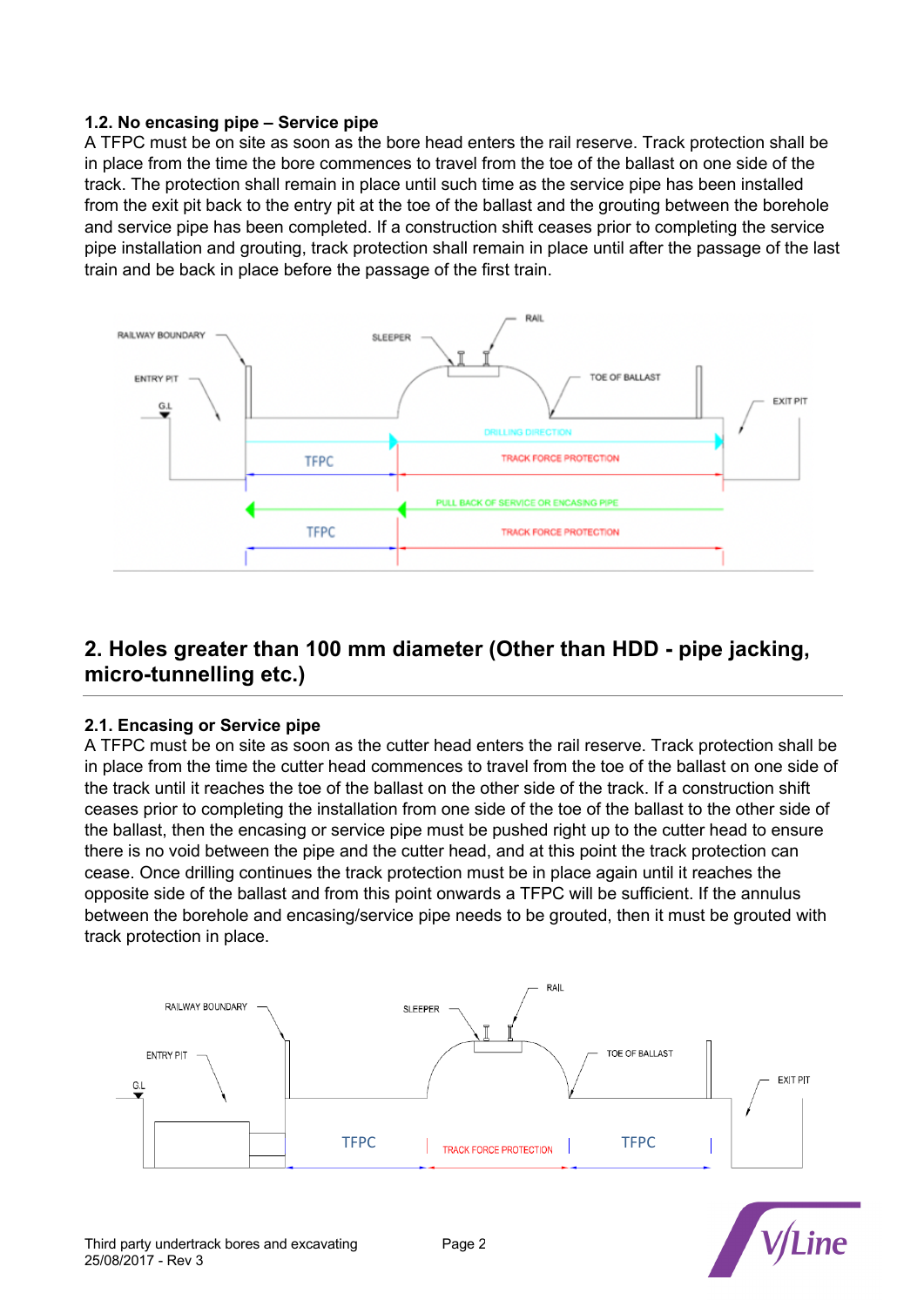### 1.2. No encasing pipe – Service pipe

A TFPC must be on site as soon as the bore head enters the rail reserve. Track protection shall be in place from the time the bore commences to travel from the toe of the ballast on one side of the track. The protection shall remain in place until such time as the service pipe has been installed from the exit pit back to the entry pit at the toe of the ballast and the grouting between the borehole and service pipe has been completed. If a construction shift ceases prior to completing the service pipe installation and grouting, track protection shall remain in place until after the passage of the last train and be back in place before the passage of the first train.

## 2. Holes greater than 100 mm diameter (Other than HDD - pipe jacking, micro-tunnelling etc.)

### 2.1. Encasing or Service pipe

A TFPC must be on site as soon as the cutter head enters the rail reserve. Track protection shall be in place from the time the cutter head commences to travel from the toe of the ballast on one side of the track until it reaches the toe of the ballast on the other side of the track. If a construction shift ceases prior to completing the installation from one side of the toe of the ballast to the other side of the ballast, then the encasing or service pipe must be pushed right up to the cutter head to ensure there is no void between the pipe and the cutter head, and at this point the track protection can cease. Once drilling continues the track protection must be in place again until it reaches the opposite side of the ballast and from this point onwards a TFPC will be sufficient. If the annulus between the borehole and encasing/service pipe needs to be grouted, then it must be grouted with track protection in place.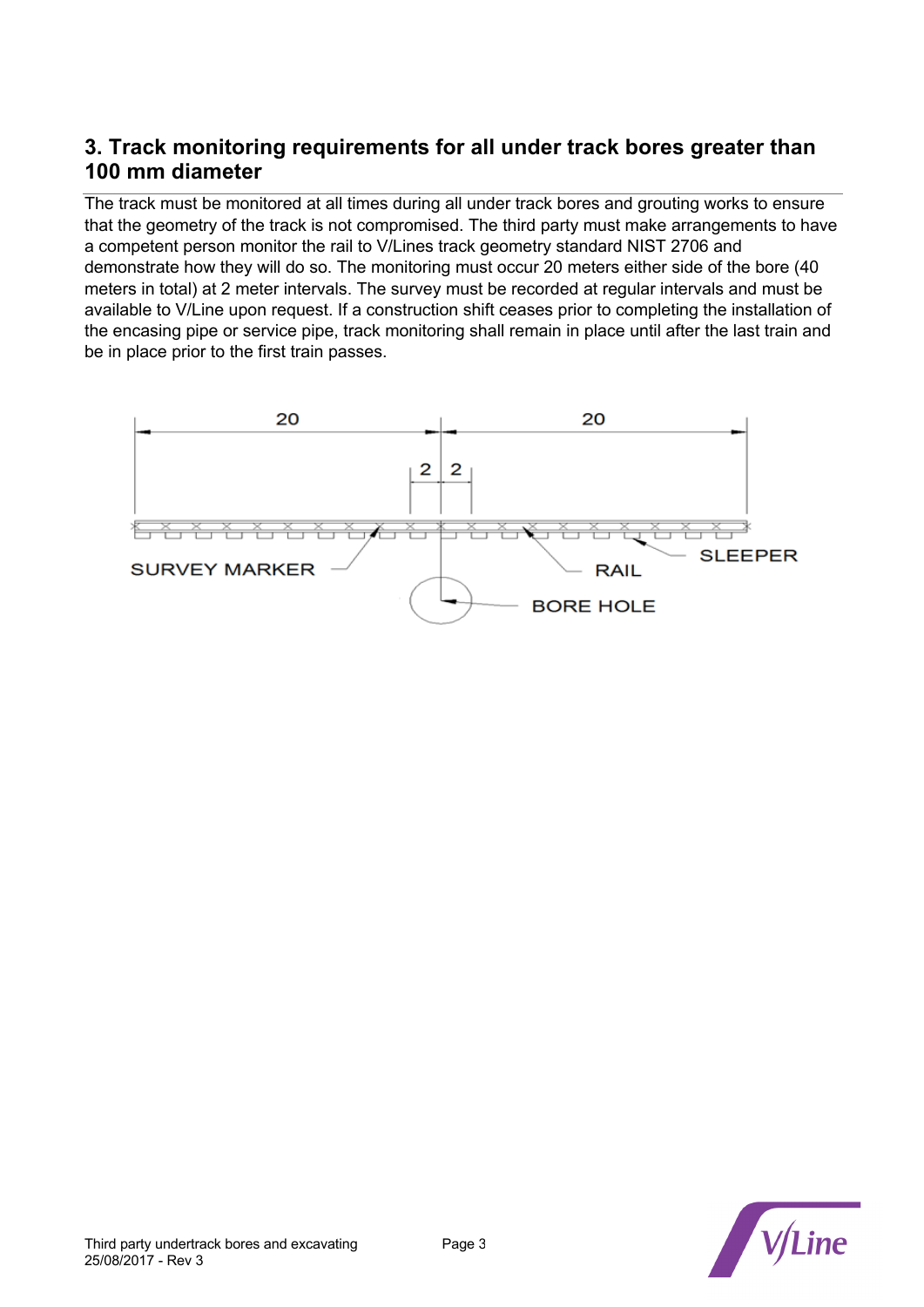## 3. Track monitoring requirements for all under track bores greater than 100 mm diameter

The track must be monitored at all times during all under track bores and grouting works to ensure that the geometry of the track is not compromised. The third party must make arrangements to have a competent person monitor the rail to V/Lines track geometry standard NIST 2706 and demonstrate how they will do so. The monitoring must occur 20 meters either side of the bore (40 meters in total) at 2 meter intervals. The survey must be recorded at regular intervals and must be available to V/Line upon request. If a construction shift ceases prior to completing the installation of the encasing pipe or service pipe, track monitoring shall remain in place until after the last train and be in place prior to the first train passes.

20

20

2

2

SURVEY MARKER

RAIL

SLEEPER

BORE HOLE